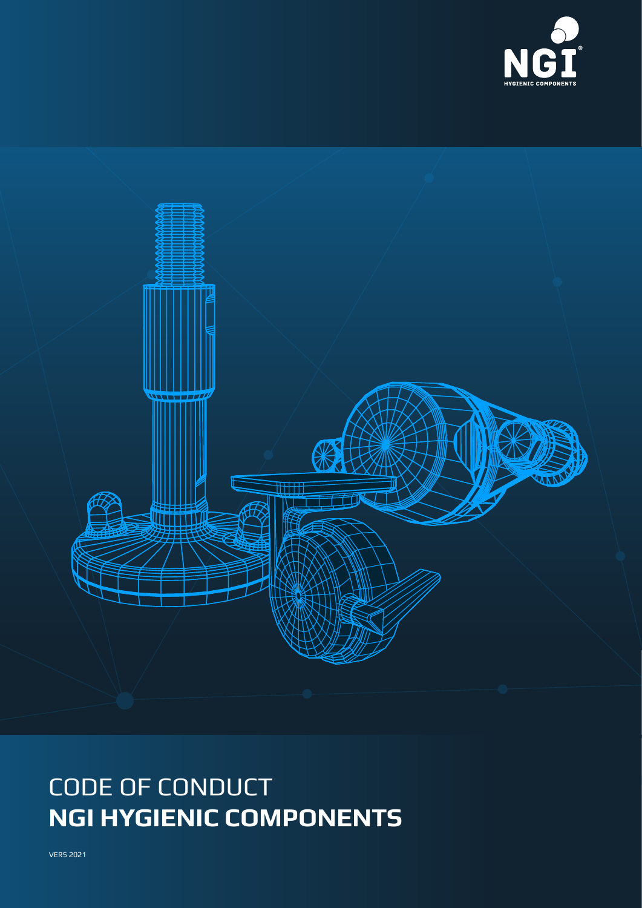NGI
HYGIENIC COMPONENTS

# CODE OF CONDUCT
# **NGI HYGIENIC COMPONENTS**

VERS 2021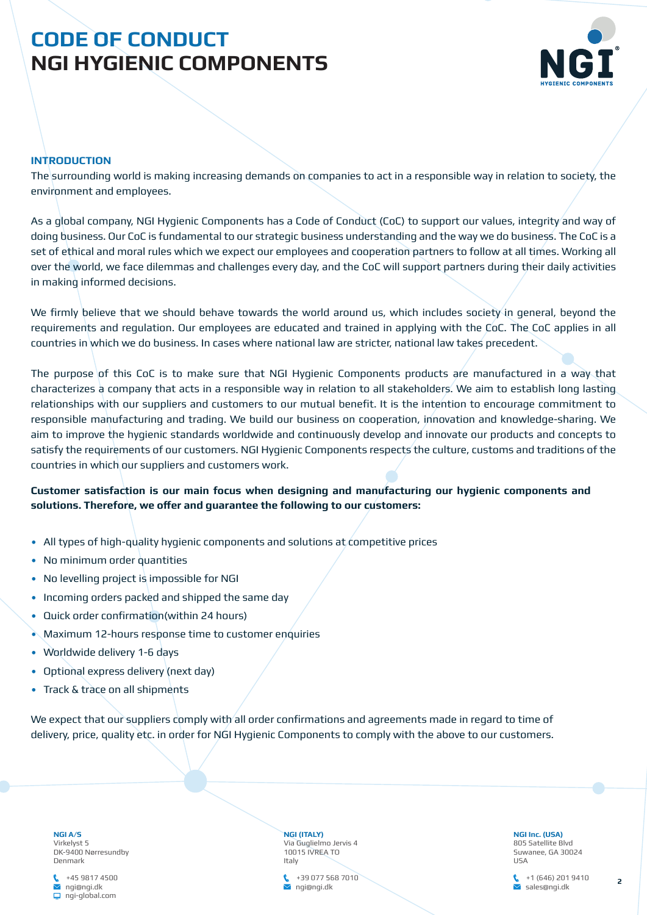# CODE OF CONDUCT
# NGI HYGIENIC COMPONENTS

## INTRODUCTION

The surrounding world is making increasing demands on companies to act in a responsible way in relation to society, the environment and employees.

As a global company, NGI Hygienic Components has a Code of Conduct (CoC) to support our values, integrity and way of doing business. Our CoC is fundamental to our strategic business understanding and the way we do business. The CoC is a set of ethical and moral rules which we expect our employees and cooperation partners to follow at all times. Working all over the world, we face dilemmas and challenges every day, and the CoC will support partners during their daily activities in making informed decisions.

We firmly believe that we should behave towards the world around us, which includes society in general, beyond the requirements and regulation. Our employees are educated and trained in applying with the CoC. The CoC applies in all countries in which we do business. In cases where national law are stricter, national law takes precedent.

The purpose of this CoC is to make sure that NGI Hygienic Components products are manufactured in a way that characterizes a company that acts in a responsible way in relation to all stakeholders. We aim to establish long lasting relationships with our suppliers and customers to our mutual benefit. It is the intention to encourage commitment to responsible manufacturing and trading. We build our business on cooperation, innovation and knowledge-sharing. We aim to improve the hygienic standards worldwide and continuously develop and innovate our products and concepts to satisfy the requirements of our customers. NGI Hygienic Components respects the culture, customs and traditions of the countries in which our suppliers and customers work.

**Customer satisfaction is our main focus when designing and manufacturing our hygienic components and solutions. Therefore, we offer and guarantee the following to our customers:**

- All types of high-quality hygienic components and solutions at competitive prices
- No minimum order quantities
- No levelling project is impossible for NGI
- Incoming orders packed and shipped the same day
- Quick order confirmation(within 24 hours)
- Maximum 12-hours response time to customer enquiries
- Worldwide delivery 1-6 days
- Optional express delivery (next day)
- Track & trace on all shipments

We expect that our suppliers comply with all order confirmations and agreements made in regard to time of delivery, price, quality etc. in order for NGI Hygienic Components to comply with the above to our customers.

**NGI A/S**
Virkelyst 5
DK-9400 Nørresundby
Denmark
+45 9817 4500
ngi@ngi.dk
ngi-global.com

**NGI (ITALY)**
Via Guglielmo Jervis 4
10015 IVREA TO
Italy
+39 077 568 7010
ngi@ngi.dk

**NGI Inc. (USA)**
805 Satellite Blvd
Suwanee, GA 30024
USA
+1 (646) 201 9410
sales@ngi.dk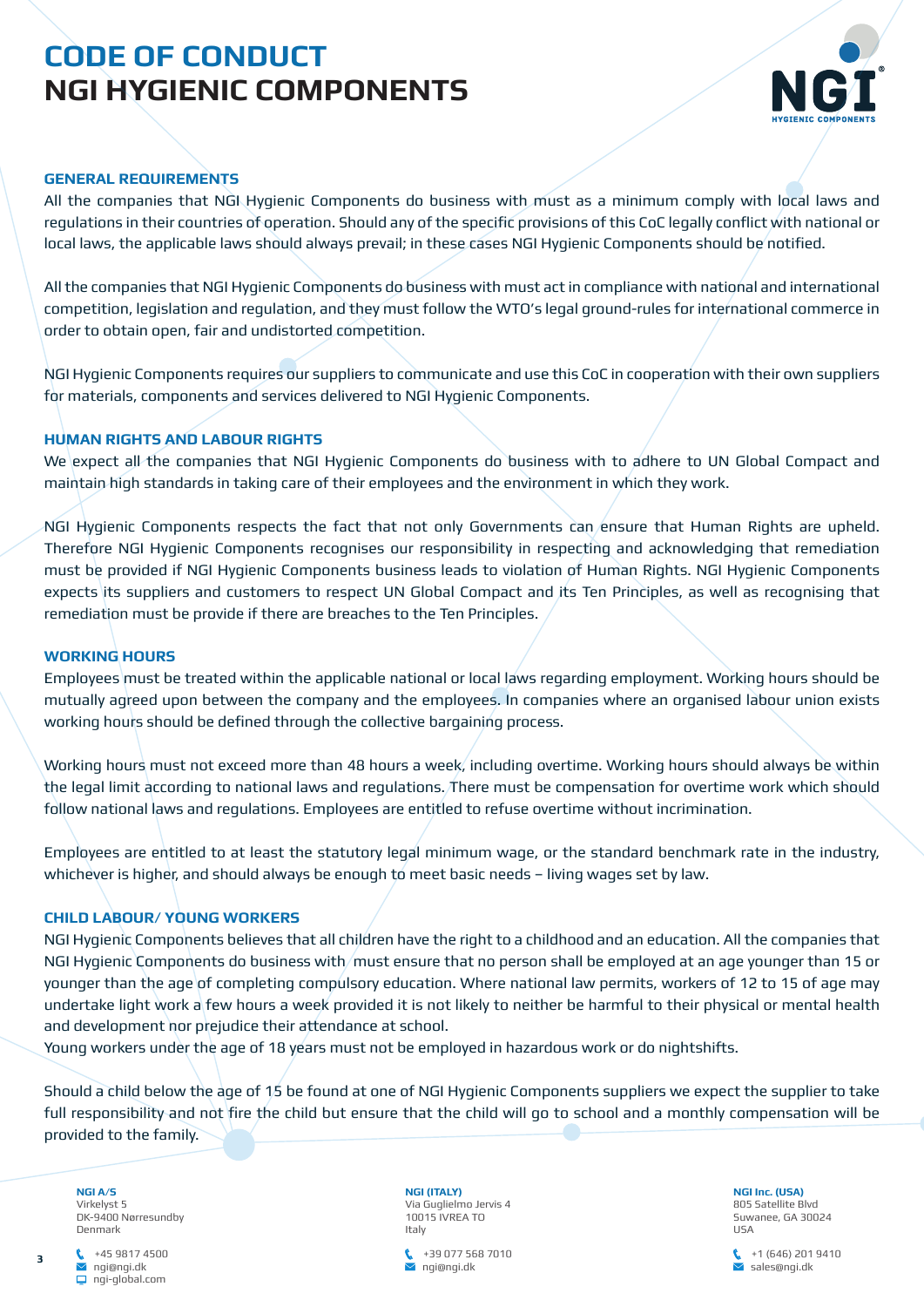# CODE OF CONDUCT
# NGI HYGIENIC COMPONENTS

## GENERAL REQUIREMENTS

All the companies that NGI Hygienic Components do business with must as a minimum comply with local laws and regulations in their countries of operation. Should any of the specific provisions of this CoC legally conflict with national or local laws, the applicable laws should always prevail; in these cases NGI Hygienic Components should be notified.

All the companies that NGI Hygienic Components do business with must act in compliance with national and international competition, legislation and regulation, and they must follow the WTO's legal ground-rules for international commerce in order to obtain open, fair and undistorted competition.

NGI Hygienic Components requires our suppliers to communicate and use this CoC in cooperation with their own suppliers for materials, components and services delivered to NGI Hygienic Components.

## HUMAN RIGHTS AND LABOUR RIGHTS

We expect all the companies that NGI Hygienic Components do business with to adhere to UN Global Compact and maintain high standards in taking care of their employees and the environment in which they work.

NGI Hygienic Components respects the fact that not only Governments can ensure that Human Rights are upheld. Therefore NGI Hygienic Components recognises our responsibility in respecting and acknowledging that remediation must be provided if NGI Hygienic Components business leads to violation of Human Rights. NGI Hygienic Components expects its suppliers and customers to respect UN Global Compact and its Ten Principles, as well as recognising that remediation must be provide if there are breaches to the Ten Principles.

## WORKING HOURS

Employees must be treated within the applicable national or local laws regarding employment. Working hours should be mutually agreed upon between the company and the employees. In companies where an organised labour union exists working hours should be defined through the collective bargaining process.

Working hours must not exceed more than 48 hours a week, including overtime. Working hours should always be within the legal limit according to national laws and regulations. There must be compensation for overtime work which should follow national laws and regulations. Employees are entitled to refuse overtime without incrimination.

Employees are entitled to at least the statutory legal minimum wage, or the standard benchmark rate in the industry, whichever is higher, and should always be enough to meet basic needs – living wages set by law.

## CHILD LABOUR/ YOUNG WORKERS

NGI Hygienic Components believes that all children have the right to a childhood and an education. All the companies that NGI Hygienic Components do business with must ensure that no person shall be employed at an age younger than 15 or younger than the age of completing compulsory education. Where national law permits, workers of 12 to 15 of age may undertake light work a few hours a week provided it is not likely to neither be harmful to their physical or mental health and development nor prejudice their attendance at school.
Young workers under the age of 18 years must not be employed in hazardous work or do nightshifts.

Should a child below the age of 15 be found at one of NGI Hygienic Components suppliers we expect the supplier to take full responsibility and not fire the child but ensure that the child will go to school and a monthly compensation will be provided to the family.

**NGI A/S**
Virkelyst 5
DK-9400 Nørresundby
Denmark
+45 9817 4500
ngi@ngi.dk
ngi-global.com

**NGI (ITALY)**
Via Guglielmo Jervis 4
10015 IVREA TO
Italy
+39 077 568 7010
ngi@ngi.dk

**NGI Inc. (USA)**
805 Satellite Blvd
Suwanee, GA 30024
USA
+1 (646) 201 9410
sales@ngi.dk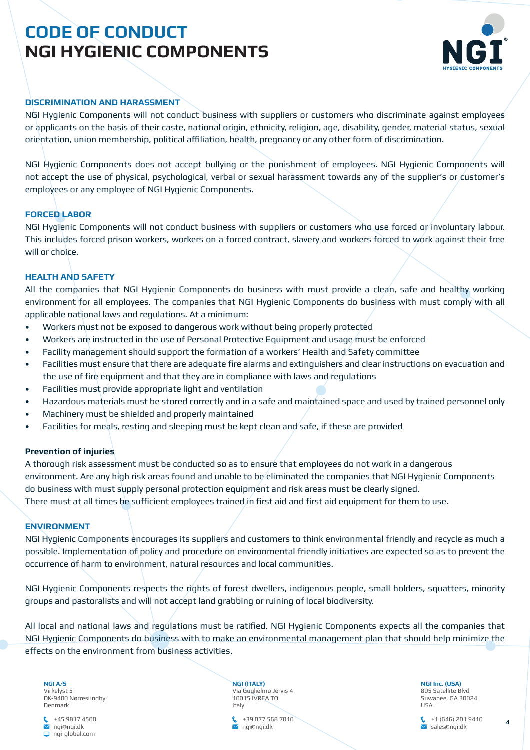# CODE OF CONDUCT
# NGI HYGIENIC COMPONENTS

## DISCRIMINATION AND HARASSMENT

NGI Hygienic Components will not conduct business with suppliers or customers who discriminate against employees or applicants on the basis of their caste, national origin, ethnicity, religion, age, disability, gender, material status, sexual orientation, union membership, political affiliation, health, pregnancy or any other form of discrimination.

NGI Hygienic Components does not accept bullying or the punishment of employees. NGI Hygienic Components will not accept the use of physical, psychological, verbal or sexual harassment towards any of the supplier's or customer's employees or any employee of NGI Hygienic Components.

## FORCED LABOR

NGI Hygienic Components will not conduct business with suppliers or customers who use forced or involuntary labour. This includes forced prison workers, workers on a forced contract, slavery and workers forced to work against their free will or choice.

## HEALTH AND SAFETY

All the companies that NGI Hygienic Components do business with must provide a clean, safe and healthy working environment for all employees. The companies that NGI Hygienic Components do business with must comply with all applicable national laws and regulations. At a minimum:

- Workers must not be exposed to dangerous work without being properly protected
- Workers are instructed in the use of Personal Protective Equipment and usage must be enforced
- Facility management should support the formation of a workers' Health and Safety committee
- Facilities must ensure that there are adequate fire alarms and extinguishers and clear instructions on evacuation and the use of fire equipment and that they are in compliance with laws and regulations
- Facilities must provide appropriate light and ventilation
- Hazardous materials must be stored correctly and in a safe and maintained space and used by trained personnel only
- Machinery must be shielded and properly maintained
- Facilities for meals, resting and sleeping must be kept clean and safe, if these are provided

### Prevention of injuries

A thorough risk assessment must be conducted so as to ensure that employees do not work in a dangerous environment. Are any high risk areas found and unable to be eliminated the companies that NGI Hygienic Components do business with must supply personal protection equipment and risk areas must be clearly signed.
There must at all times be sufficient employees trained in first aid and first aid equipment for them to use.

## ENVIRONMENT

NGI Hygienic Components encourages its suppliers and customers to think environmental friendly and recycle as much a possible. Implementation of policy and procedure on environmental friendly initiatives are expected so as to prevent the occurrence of harm to environment, natural resources and local communities.

NGI Hygienic Components respects the rights of forest dwellers, indigenous people, small holders, squatters, minority groups and pastoralists and will not accept land grabbing or ruining of local biodiversity.

All local and national laws and regulations must be ratified. NGI Hygienic Components expects all the companies that NGI Hygienic Components do business with to make an environmental management plan that should help minimize the effects on the environment from business activities.

**NGI A/S**
Virkelyst 5
DK-9400 Nørresundby
Denmark

+45 9817 4500
ngi@ngi.dk
ngi-global.com

**NGI (ITALY)**
Via Guglielmo Jervis 4
10015 IVREA TO
Italy

+39 077 568 7010
ngi@ngi.dk

**NGI Inc. (USA)**
805 Satellite Blvd
Suwanee, GA 30024
USA

+1 (646) 201 9410
sales@ngi.dk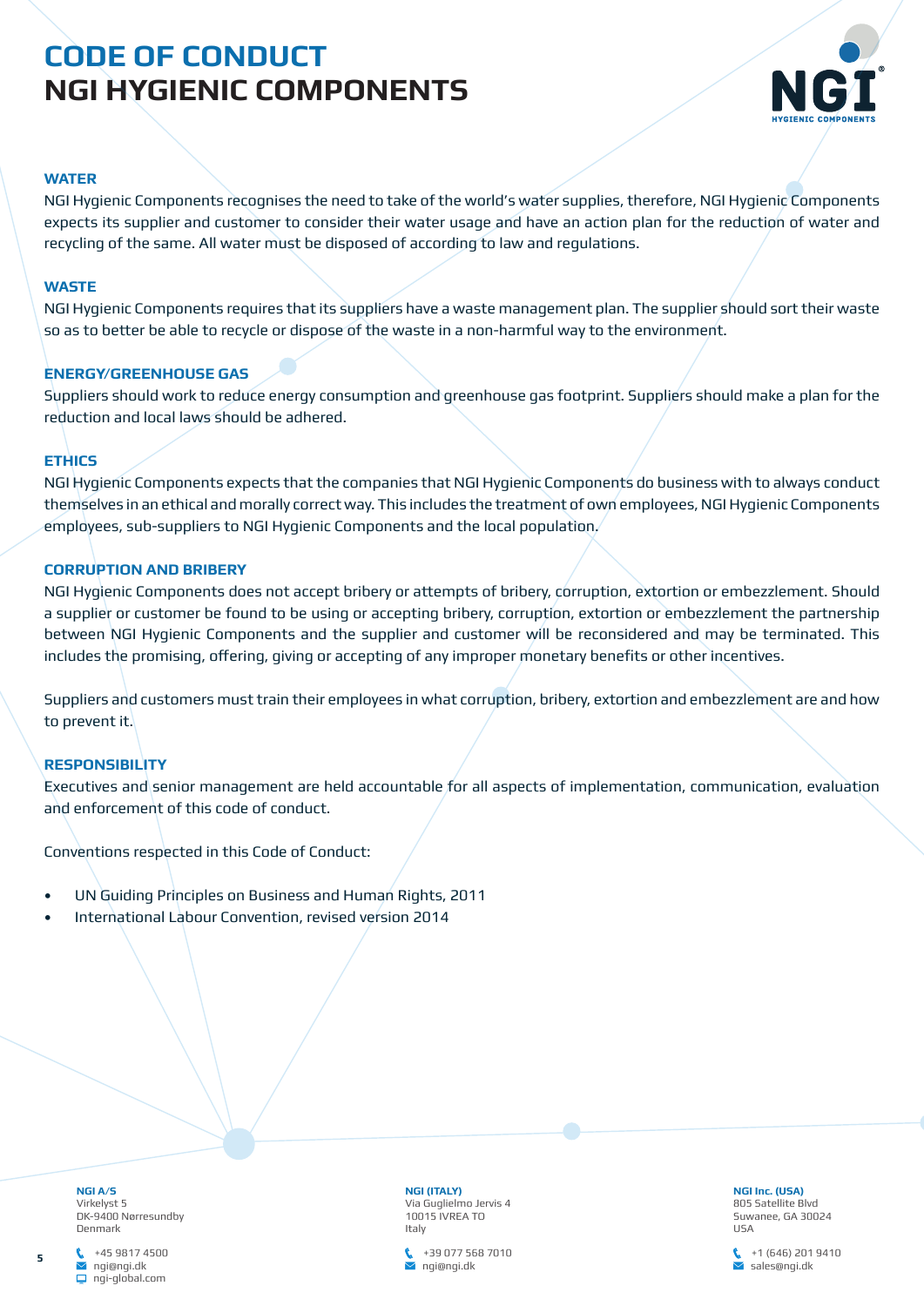# CODE OF CONDUCT
# NGI HYGIENIC COMPONENTS

## WATER

NGI Hygienic Components recognises the need to take of the world's water supplies, therefore, NGI Hygienic Components expects its supplier and customer to consider their water usage and have an action plan for the reduction of water and recycling of the same. All water must be disposed of according to law and regulations.

## WASTE

NGI Hygienic Components requires that its suppliers have a waste management plan. The supplier should sort their waste so as to better be able to recycle or dispose of the waste in a non-harmful way to the environment.

## ENERGY/GREENHOUSE GAS

Suppliers should work to reduce energy consumption and greenhouse gas footprint. Suppliers should make a plan for the reduction and local laws should be adhered.

## ETHICS

NGI Hygienic Components expects that the companies that NGI Hygienic Components do business with to always conduct themselves in an ethical and morally correct way. This includes the treatment of own employees, NGI Hygienic Components employees, sub-suppliers to NGI Hygienic Components and the local population.

## CORRUPTION AND BRIBERY

NGI Hygienic Components does not accept bribery or attempts of bribery, corruption, extortion or embezzlement. Should a supplier or customer be found to be using or accepting bribery, corruption, extortion or embezzlement the partnership between NGI Hygienic Components and the supplier and customer will be reconsidered and may be terminated. This includes the promising, offering, giving or accepting of any improper monetary benefits or other incentives.

Suppliers and customers must train their employees in what corruption, bribery, extortion and embezzlement are and how to prevent it.

## RESPONSIBILITY

Executives and senior management are held accountable for all aspects of implementation, communication, evaluation and enforcement of this code of conduct.

Conventions respected in this Code of Conduct:

- UN Guiding Principles on Business and Human Rights, 2011
- International Labour Convention, revised version 2014

**NGI A/S**
Virkelyst 5
DK-9400 Nørresundby
Denmark
+45 9817 4500
ngi@ngi.dk
ngi-global.com

**NGI (ITALY)**
Via Guglielmo Jervis 4
10015 IVREA TO
Italy
+39 077 568 7010
ngi@ngi.dk

**NGI Inc. (USA)**
805 Satellite Blvd
Suwanee, GA 30024
USA
+1 (646) 201 9410
sales@ngi.dk